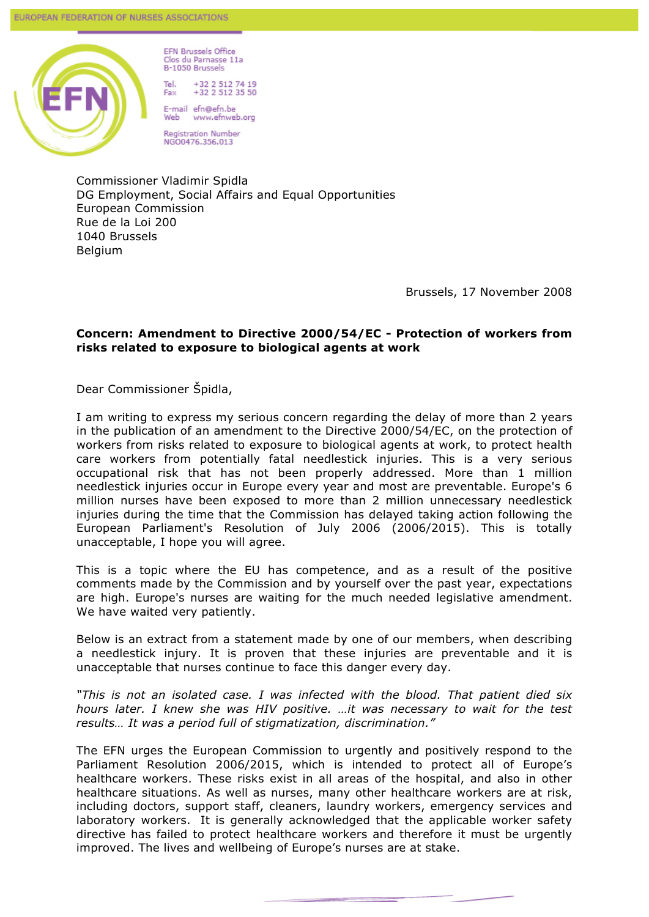EUROPEAN FEDERATION OF NURSES ASSOCIATIONS

EFN Brussels Office
Clos du Parnasse 11a
B-1050 Brussels

Tel. +32 2 512 74 19
Fax +32 2 512 35 50

E-mail efn@efn.be
Web www.efnweb.org

Registration Number
NGO0476.356.013

Commissioner Vladimir Spidla
DG Employment, Social Affairs and Equal Opportunities
European Commission
Rue de la Loi 200
1040 Brussels
Belgium

Brussels, 17 November 2008

**Concern: Amendment to Directive 2000/54/EC - Protection of workers from risks related to exposure to biological agents at work**

Dear Commissioner Špidla,

I am writing to express my serious concern regarding the delay of more than 2 years in the publication of an amendment to the Directive 2000/54/EC, on the protection of workers from risks related to exposure to biological agents at work, to protect health care workers from potentially fatal needlestick injuries. This is a very serious occupational risk that has not been properly addressed. More than 1 million needlestick injuries occur in Europe every year and most are preventable. Europe's 6 million nurses have been exposed to more than 2 million unnecessary needlestick injuries during the time that the Commission has delayed taking action following the European Parliament's Resolution of July 2006 (2006/2015). This is totally unacceptable, I hope you will agree.

This is a topic where the EU has competence, and as a result of the positive comments made by the Commission and by yourself over the past year, expectations are high. Europe's nurses are waiting for the much needed legislative amendment. We have waited very patiently.

Below is an extract from a statement made by one of our members, when describing a needlestick injury. It is proven that these injuries are preventable and it is unacceptable that nurses continue to face this danger every day.

*"This is not an isolated case. I was infected with the blood. That patient died six hours later. I knew she was HIV positive. …it was necessary to wait for the test results… It was a period full of stigmatization, discrimination."*

The EFN urges the European Commission to urgently and positively respond to the Parliament Resolution 2006/2015, which is intended to protect all of Europe's healthcare workers. These risks exist in all areas of the hospital, and also in other healthcare situations. As well as nurses, many other healthcare workers are at risk, including doctors, support staff, cleaners, laundry workers, emergency services and laboratory workers. It is generally acknowledged that the applicable worker safety directive has failed to protect healthcare workers and therefore it must be urgently improved. The lives and wellbeing of Europe's nurses are at stake.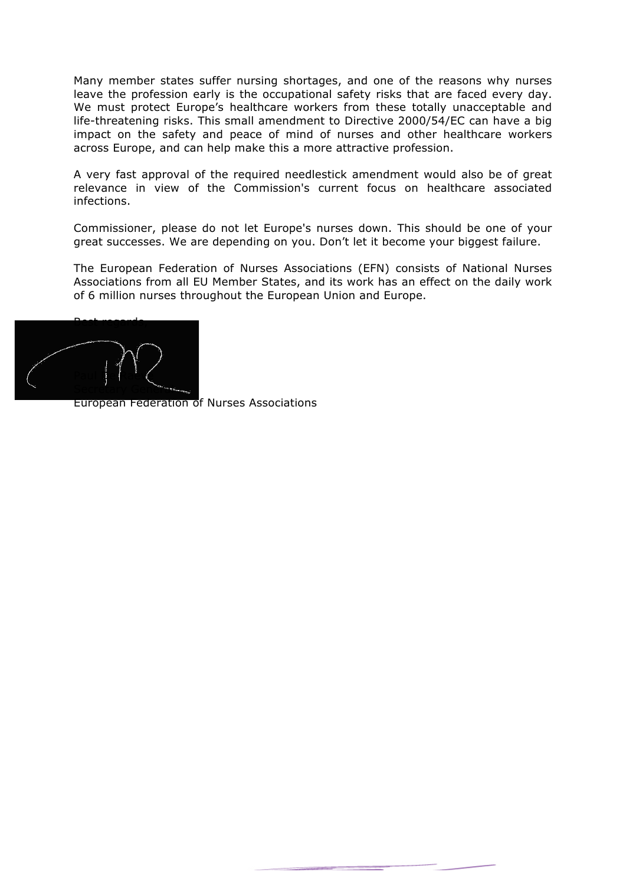Many member states suffer nursing shortages, and one of the reasons why nurses leave the profession early is the occupational safety risks that are faced every day. We must protect Europe's healthcare workers from these totally unacceptable and life-threatening risks. This small amendment to Directive 2000/54/EC can have a big impact on the safety and peace of mind of nurses and other healthcare workers across Europe, and can help make this a more attractive profession.

A very fast approval of the required needlestick amendment would also be of great relevance in view of the Commission's current focus on healthcare associated infections.

Commissioner, please do not let Europe's nurses down. This should be one of your great successes. We are depending on you. Don't let it become your biggest failure.

The European Federation of Nurses Associations (EFN) consists of National Nurses Associations from all EU Member States, and its work has an effect on the daily work of 6 million nurses throughout the European Union and Europe.

Best regards,

European Federation of Nurses Associations